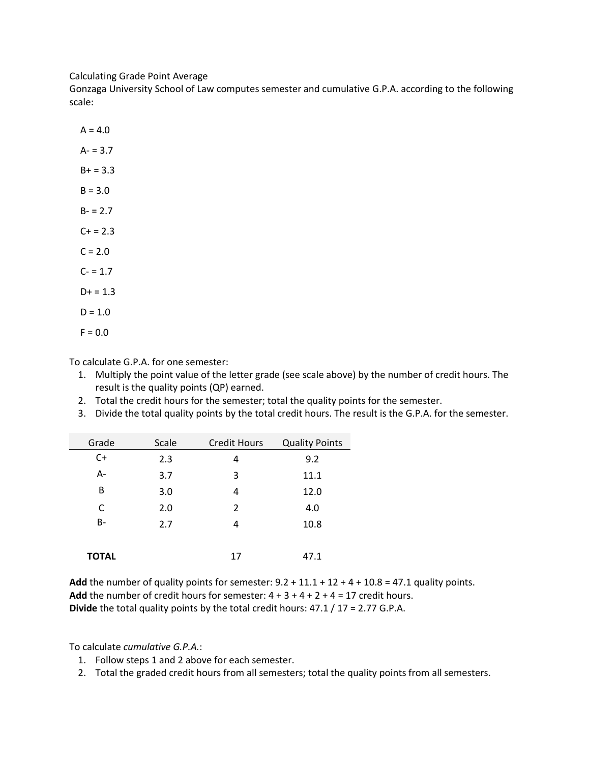Calculating Grade Point Average

Gonzaga University School of Law computes semester and cumulative G.P.A. according to the following scale:

A = 4.0

A- = 3.7

B+ = 3.3

B = 3.0

B- = 2.7

C+ = 2.3

C = 2.0

C- = 1.7

D+ = 1.3

D = 1.0

F = 0.0

To calculate G.P.A. for one semester:

1. Multiply the point value of the letter grade (see scale above) by the number of credit hours. The result is the quality points (QP) earned.
2. Total the credit hours for the semester; total the quality points for the semester.
3. Divide the total quality points by the total credit hours. The result is the G.P.A. for the semester.

| Grade | Scale | Credit Hours | Quality Points |
|---|---|---|---|
| C+ | 2.3 | 4 | 9.2 |
| A- | 3.7 | 3 | 11.1 |
| B | 3.0 | 4 | 12.0 |
| C | 2.0 | 2 | 4.0 |
| B- | 2.7 | 4 | 10.8 |
| **TOTAL** | | 17 | 47.1 |

**Add** the number of quality points for semester: 9.2 + 11.1 + 12 + 4 + 10.8 = 47.1 quality points.
**Add** the number of credit hours for semester: 4 + 3 + 4 + 2 + 4 = 17 credit hours.
**Divide** the total quality points by the total credit hours: 47.1 / 17 = 2.77 G.P.A.

To calculate *cumulative G.P.A.*:

1. Follow steps 1 and 2 above for each semester.
2. Total the graded credit hours from all semesters; total the quality points from all semesters.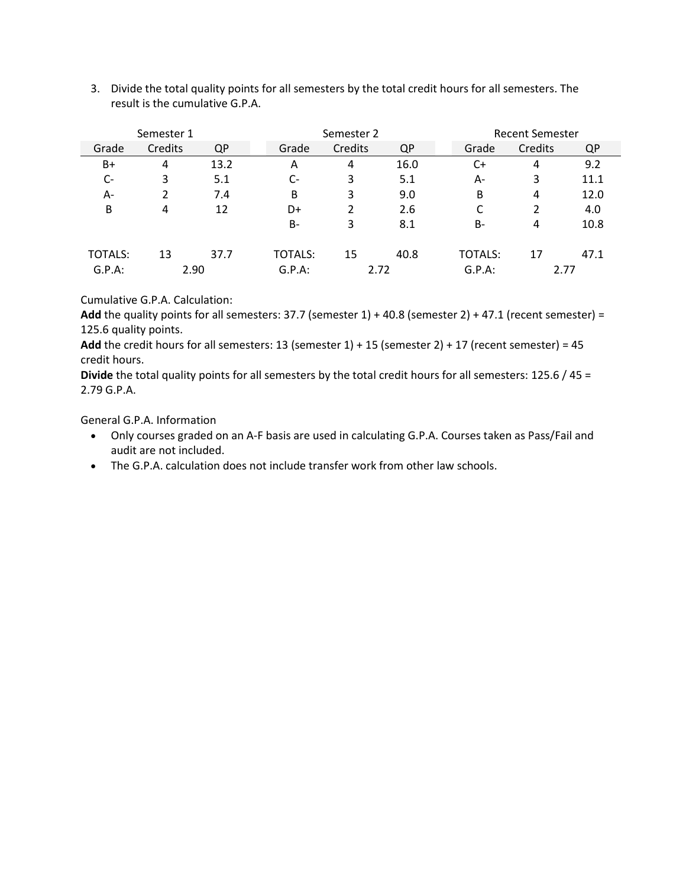3. Divide the total quality points for all semesters by the total credit hours for all semesters. The result is the cumulative G.P.A.

| Semester 1 | | | Semester 2 | | | Recent Semester | | |
|---|---|---|---|---|---|---|---|---|
| Grade | Credits | QP | Grade | Credits | QP | Grade | Credits | QP |
| B+ | 4 | 13.2 | A | 4 | 16.0 | C+ | 4 | 9.2 |
| C- | 3 | 5.1 | C- | 3 | 5.1 | A- | 3 | 11.1 |
| A- | 2 | 7.4 | B | 3 | 9.0 | B | 4 | 12.0 |
| B | 4 | 12 | D+ | 2 | 2.6 | C | 2 | 4.0 |
| | | | B- | 3 | 8.1 | B- | 4 | 10.8 |
| TOTALS: | 13 | 37.7 | TOTALS: | 15 | 40.8 | TOTALS: | 17 | 47.1 |
| G.P.A: | 2.90 | | G.P.A: | 2.72 | | G.P.A: | 2.77 | |

Cumulative G.P.A. Calculation:

**Add** the quality points for all semesters: 37.7 (semester 1) + 40.8 (semester 2) + 47.1 (recent semester) = 125.6 quality points.

**Add** the credit hours for all semesters: 13 (semester 1) + 15 (semester 2) + 17 (recent semester) = 45 credit hours.

**Divide** the total quality points for all semesters by the total credit hours for all semesters: 125.6 / 45 = 2.79 G.P.A.

General G.P.A. Information

- Only courses graded on an A-F basis are used in calculating G.P.A. Courses taken as Pass/Fail and audit are not included.
- The G.P.A. calculation does not include transfer work from other law schools.